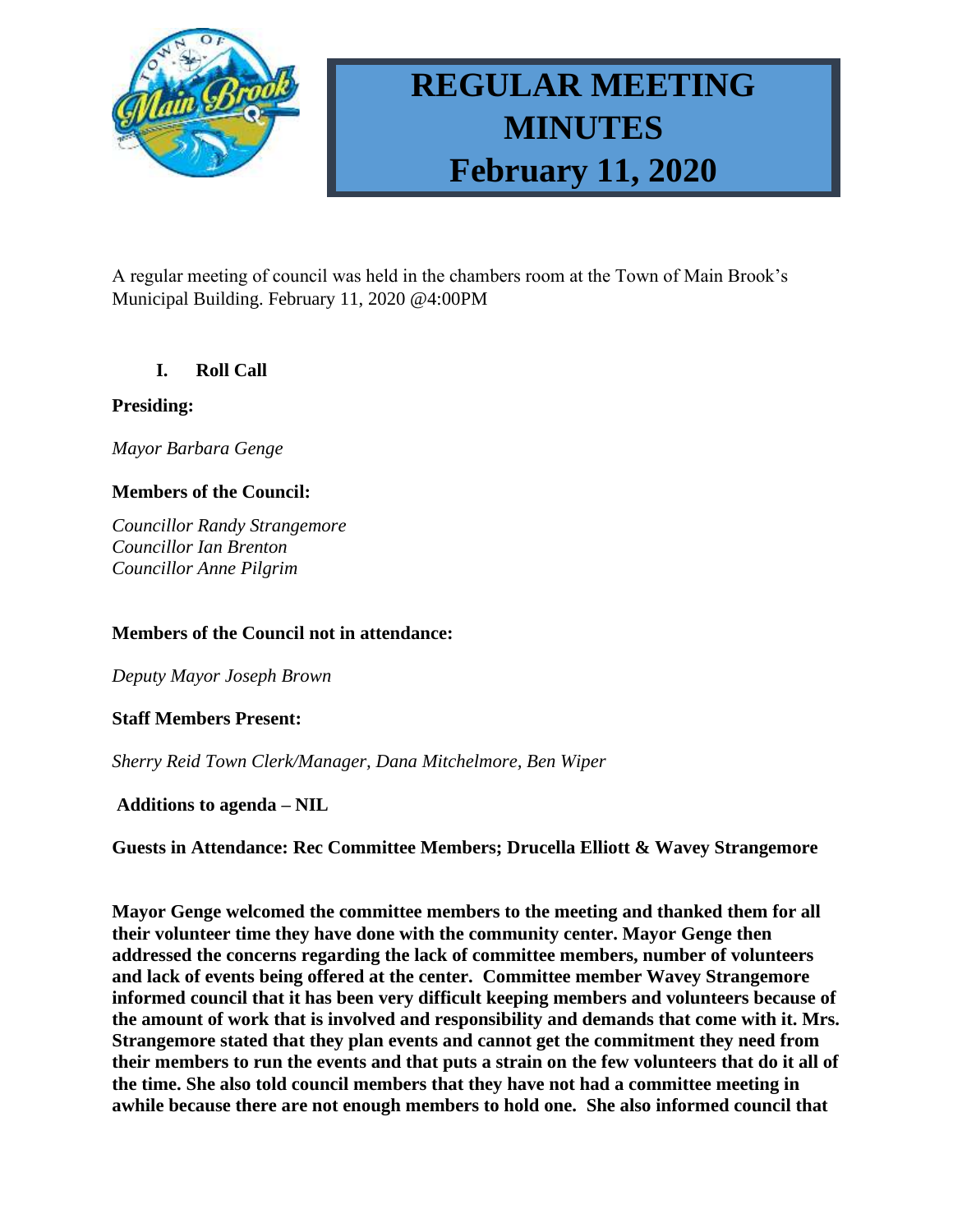# REGULAR MEETING MINUTES February 11, 2020

A regular meeting of council was held in the chambers room at the Town of Main Brook's Municipal Building. February 11, 2020 @4:00PM

## I. Roll Call

**Presiding:**

*Mayor Barbara Genge*

**Members of the Council:**

*Councillor Randy Strangemore*
*Councillor Ian Brenton*
*Councillor Anne Pilgrim*

**Members of the Council not in attendance:**

*Deputy Mayor Joseph Brown*

**Staff Members Present:**

*Sherry Reid Town Clerk/Manager, Dana Mitchelmore, Ben Wiper*

**Additions to agenda – NIL**

**Guests in Attendance: Rec Committee Members; Drucella Elliott & Wavey Strangemore**

**Mayor Genge welcomed the committee members to the meeting and thanked them for all their volunteer time they have done with the community center. Mayor Genge then addressed the concerns regarding the lack of committee members, number of volunteers and lack of events being offered at the center. Committee member Wavey Strangemore informed council that it has been very difficult keeping members and volunteers because of the amount of work that is involved and responsibility and demands that come with it. Mrs. Strangemore stated that they plan events and cannot get the commitment they need from their members to run the events and that puts a strain on the few volunteers that do it all of the time. She also told council members that they have not had a committee meeting in awhile because there are not enough members to hold one. She also informed council that**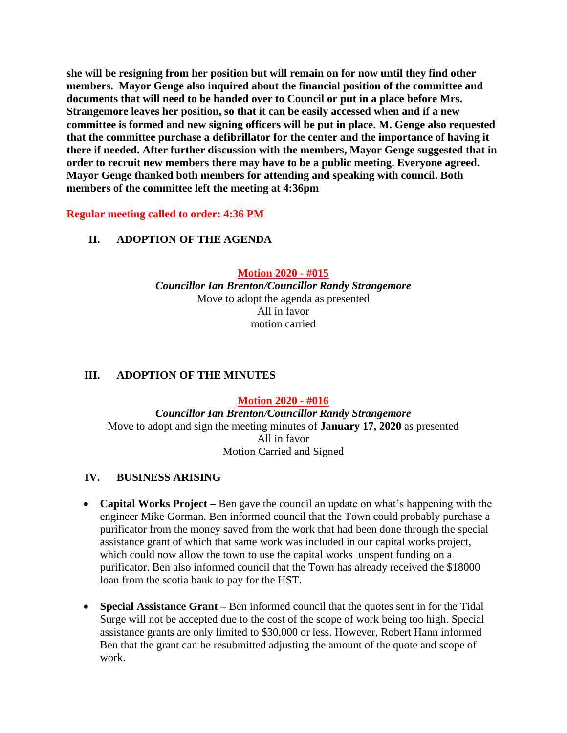**she will be resigning from her position but will remain on for now until they find other members. Mayor Genge also inquired about the financial position of the committee and documents that will need to be handed over to Council or put in a place before Mrs. Strangemore leaves her position, so that it can be easily accessed when and if a new committee is formed and new signing officers will be put in place. M. Genge also requested that the committee purchase a defibrillator for the center and the importance of having it there if needed. After further discussion with the members, Mayor Genge suggested that in order to recruit new members there may have to be a public meeting. Everyone agreed. Mayor Genge thanked both members for attending and speaking with council. Both members of the committee left the meeting at 4:36pm**

**Regular meeting called to order: 4:36 PM**

## II. ADOPTION OF THE AGENDA

**Motion 2020 - #015**

***Councillor Ian Brenton/Councillor Randy Strangemore***

Move to adopt the agenda as presented

All in favor

motion carried

## III. ADOPTION OF THE MINUTES

**Motion 2020 - #016**

***Councillor Ian Brenton/Councillor Randy Strangemore***

Move to adopt and sign the meeting minutes of **January 17, 2020** as presented

All in favor

Motion Carried and Signed

## IV. BUSINESS ARISING

- **Capital Works Project –** Ben gave the council an update on what's happening with the engineer Mike Gorman. Ben informed council that the Town could probably purchase a purificator from the money saved from the work that had been done through the special assistance grant of which that same work was included in our capital works project, which could now allow the town to use the capital works unspent funding on a purificator. Ben also informed council that the Town has already received the $18000 loan from the scotia bank to pay for the HST.

- **Special Assistance Grant –** Ben informed council that the quotes sent in for the Tidal Surge will not be accepted due to the cost of the scope of work being too high. Special assistance grants are only limited to $30,000 or less. However, Robert Hann informed Ben that the grant can be resubmitted adjusting the amount of the quote and scope of work.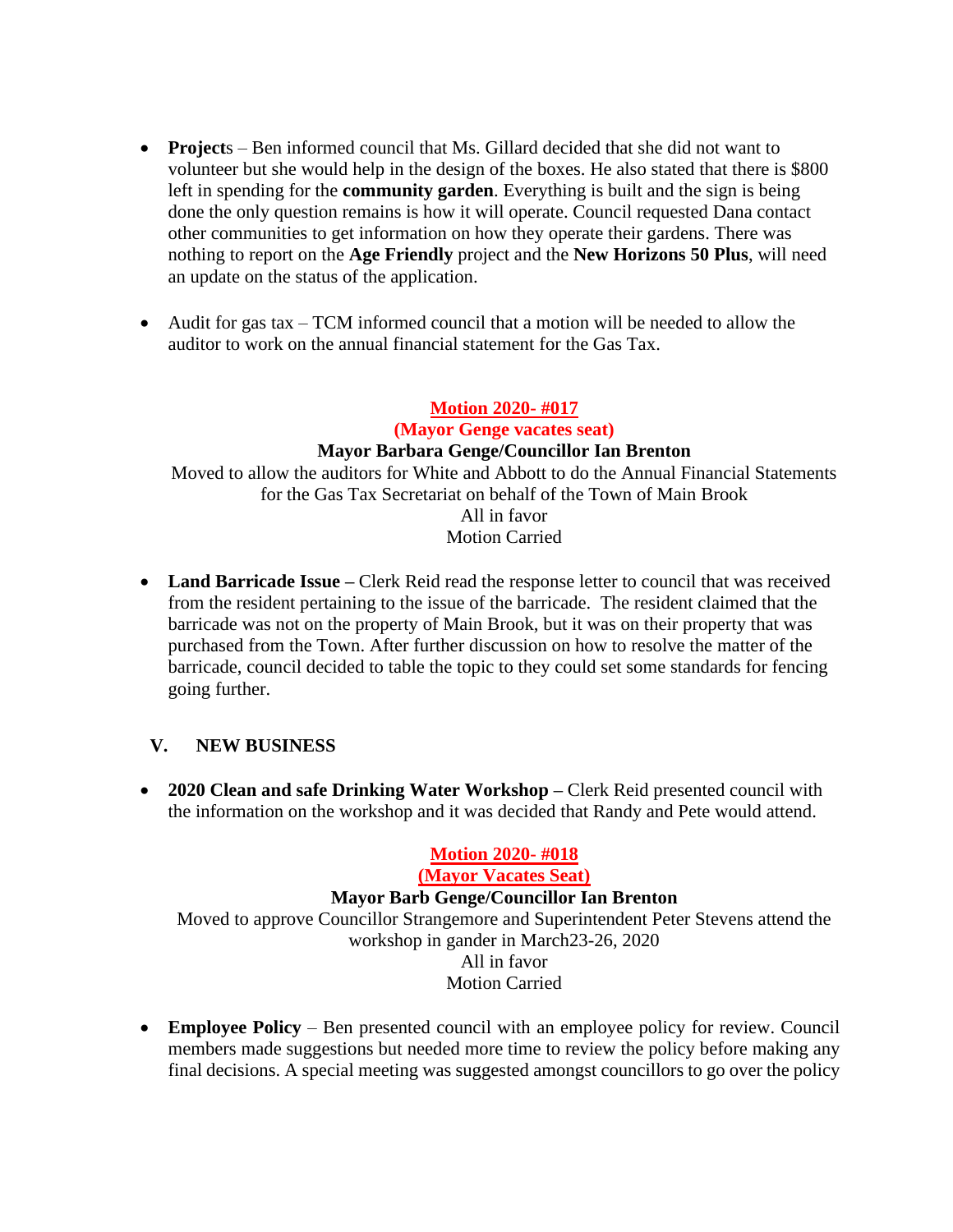- **Projects** – Ben informed council that Ms. Gillard decided that she did not want to volunteer but she would help in the design of the boxes. He also stated that there is $800 left in spending for the **community garden**. Everything is built and the sign is being done the only question remains is how it will operate. Council requested Dana contact other communities to get information on how they operate their gardens. There was nothing to report on the **Age Friendly** project and the **New Horizons 50 Plus**, will need an update on the status of the application.

- Audit for gas tax – TCM informed council that a motion will be needed to allow the auditor to work on the annual financial statement for the Gas Tax.

<div align="center">

**Motion 2020- #017**
**(Mayor Genge vacates seat)**
**Mayor Barbara Genge/Councillor Ian Brenton**
Moved to allow the auditors for White and Abbott to do the Annual Financial Statements for the Gas Tax Secretariat on behalf of the Town of Main Brook
All in favor
Motion Carried

</div>

- **Land Barricade Issue –** Clerk Reid read the response letter to council that was received from the resident pertaining to the issue of the barricade. The resident claimed that the barricade was not on the property of Main Brook, but it was on their property that was purchased from the Town. After further discussion on how to resolve the matter of the barricade, council decided to table the topic to they could set some standards for fencing going further.

## V. NEW BUSINESS

- **2020 Clean and safe Drinking Water Workshop –** Clerk Reid presented council with the information on the workshop and it was decided that Randy and Pete would attend.

<div align="center">

**Motion 2020- #018**
**(Mayor Vacates Seat)**
**Mayor Barb Genge/Councillor Ian Brenton**
Moved to approve Councillor Strangemore and Superintendent Peter Stevens attend the workshop in gander in March23-26, 2020
All in favor
Motion Carried

</div>

- **Employee Policy** – Ben presented council with an employee policy for review. Council members made suggestions but needed more time to review the policy before making any final decisions. A special meeting was suggested amongst councillors to go over the policy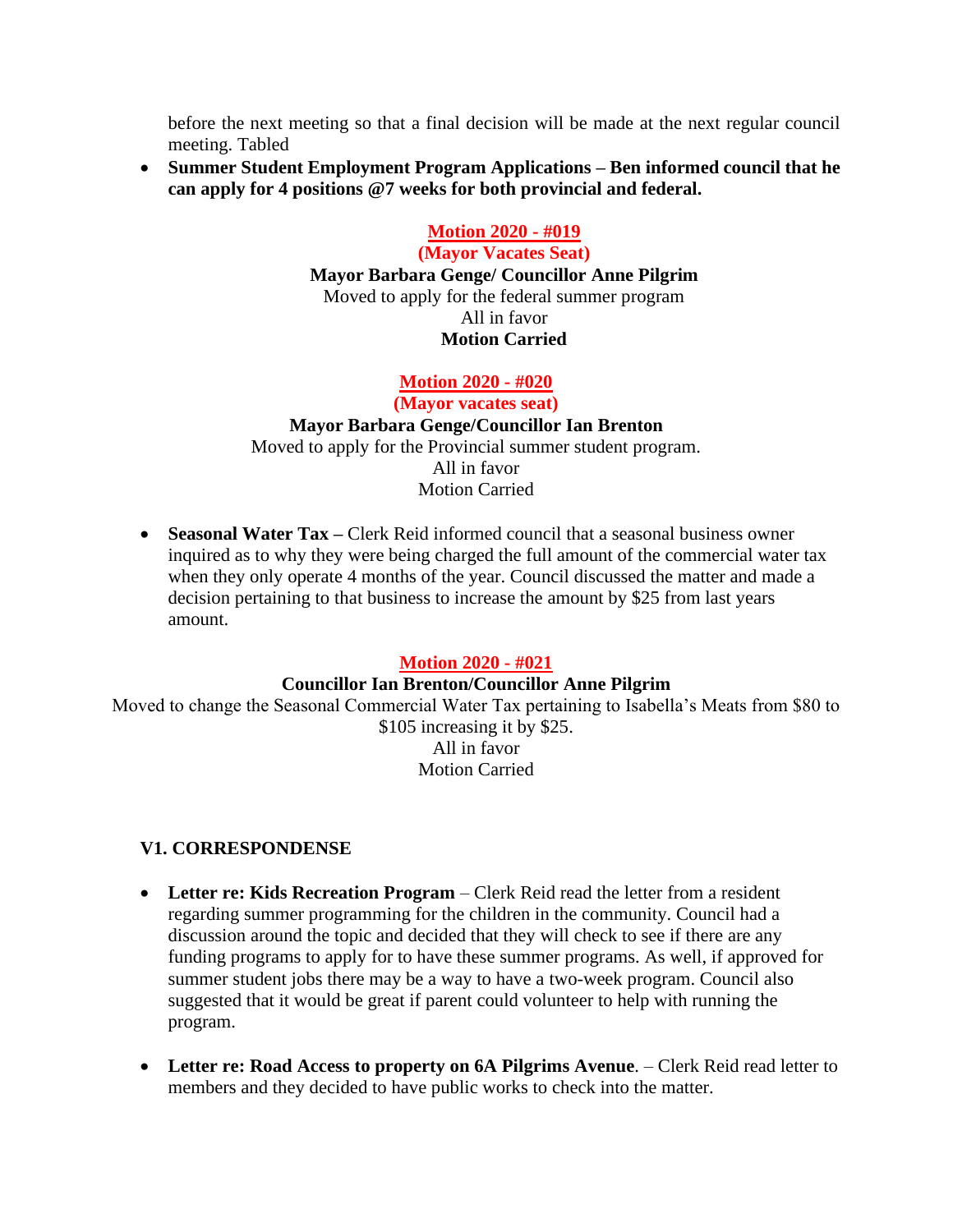before the next meeting so that a final decision will be made at the next regular council meeting. Tabled

- **Summer Student Employment Program Applications – Ben informed council that he can apply for 4 positions @7 weeks for both provincial and federal.**

**Motion 2020 - #019**
**(Mayor Vacates Seat)**
**Mayor Barbara Genge/ Councillor Anne Pilgrim**
Moved to apply for the federal summer program
All in favor
**Motion Carried**

**Motion 2020 - #020**
**(Mayor vacates seat)**
**Mayor Barbara Genge/Councillor Ian Brenton**
Moved to apply for the Provincial summer student program.
All in favor
Motion Carried

- **Seasonal Water Tax –** Clerk Reid informed council that a seasonal business owner inquired as to why they were being charged the full amount of the commercial water tax when they only operate 4 months of the year. Council discussed the matter and made a decision pertaining to that business to increase the amount by $25 from last years amount.

**Motion 2020 - #021**
**Councillor Ian Brenton/Councillor Anne Pilgrim**
Moved to change the Seasonal Commercial Water Tax pertaining to Isabella's Meats from $80 to $105 increasing it by $25.
All in favor
Motion Carried

## V1. CORRESPONDENSE

- **Letter re: Kids Recreation Program** – Clerk Reid read the letter from a resident regarding summer programming for the children in the community. Council had a discussion around the topic and decided that they will check to see if there are any funding programs to apply for to have these summer programs. As well, if approved for summer student jobs there may be a way to have a two-week program. Council also suggested that it would be great if parent could volunteer to help with running the program.

- **Letter re: Road Access to property on 6A Pilgrims Avenue**. – Clerk Reid read letter to members and they decided to have public works to check into the matter.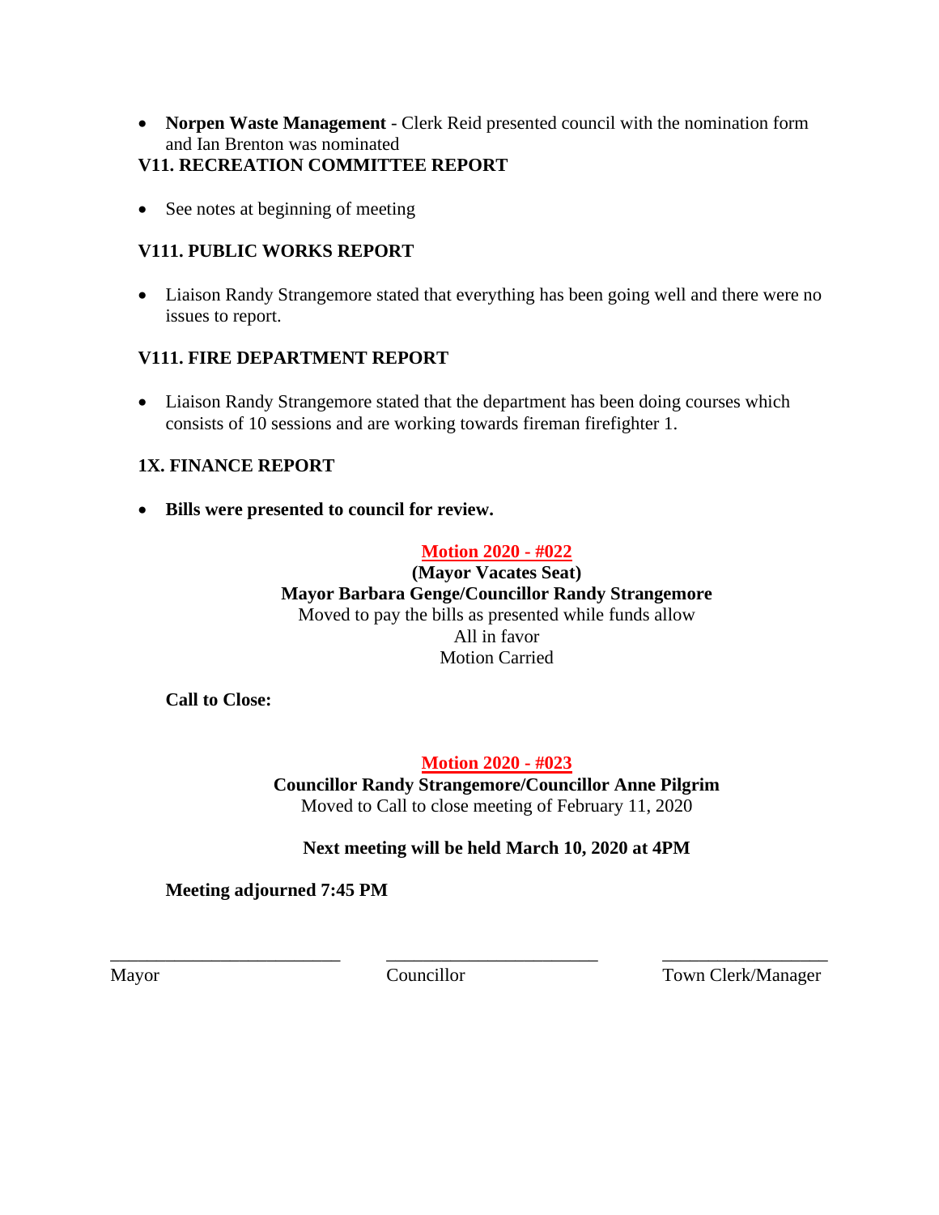- **Norpen Waste Management** - Clerk Reid presented council with the nomination form and Ian Brenton was nominated

## V11. RECREATION COMMITTEE REPORT

- See notes at beginning of meeting

## V111. PUBLIC WORKS REPORT

- Liaison Randy Strangemore stated that everything has been going well and there were no issues to report.

## V111. FIRE DEPARTMENT REPORT

- Liaison Randy Strangemore stated that the department has been doing courses which consists of 10 sessions and are working towards fireman firefighter 1.

## 1X. FINANCE REPORT

- **Bills were presented to council for review.**

**Motion 2020 - #022**
**(Mayor Vacates Seat)**
**Mayor Barbara Genge/Councillor Randy Strangemore**
Moved to pay the bills as presented while funds allow
All in favor
Motion Carried

**Call to Close:**

**Motion 2020 - #023**
**Councillor Randy Strangemore/Councillor Anne Pilgrim**
Moved to Call to close meeting of February 11, 2020

**Next meeting will be held March 10, 2020 at 4PM**

**Meeting adjourned 7:45 PM**

\_\_\_\_\_\_\_\_\_\_\_\_\_\_\_\_\_\_\_\_\_\_\_\_\_\_ \_\_\_\_\_\_\_\_\_\_\_\_\_\_\_\_\_\_\_\_\_\_\_\_ \_\_\_\_\_\_\_\_\_\_\_\_\_\_\_\_\_\_\_

Mayor Councillor Town Clerk/Manager